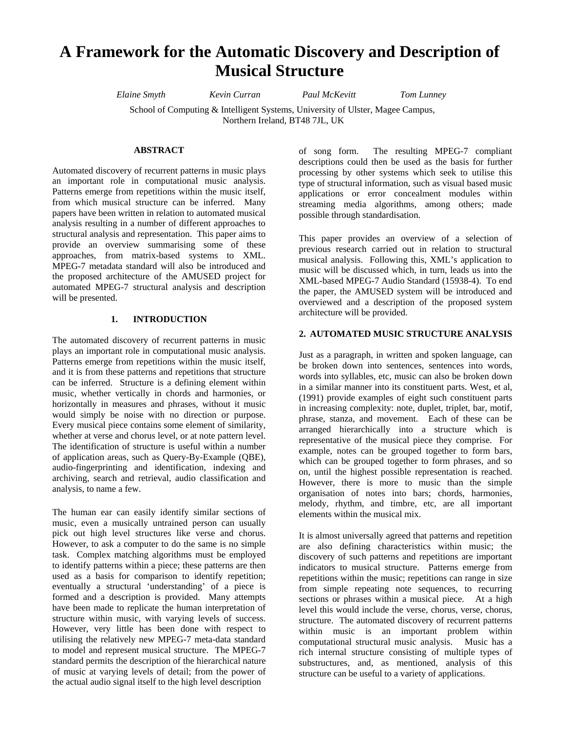# A Framework for the Automatic Discovery and Description of Musical Structure

*Elaine Smyth* *Kevin Curran* *Paul McKevitt* *Tom Lunney*

School of Computing & Intelligent Systems, University of Ulster, Magee Campus, Northern Ireland, BT48 7JL, UK

## ABSTRACT

Automated discovery of recurrent patterns in music plays an important role in computational music analysis. Patterns emerge from repetitions within the music itself, from which musical structure can be inferred. Many papers have been written in relation to automated musical analysis resulting in a number of different approaches to structural analysis and representation. This paper aims to provide an overview summarising some of these approaches, from matrix-based systems to XML. MPEG-7 metadata standard will also be introduced and the proposed architecture of the AMUSED project for automated MPEG-7 structural analysis and description will be presented.

## 1. INTRODUCTION

The automated discovery of recurrent patterns in music plays an important role in computational music analysis. Patterns emerge from repetitions within the music itself, and it is from these patterns and repetitions that structure can be inferred. Structure is a defining element within music, whether vertically in chords and harmonies, or horizontally in measures and phrases, without it music would simply be noise with no direction or purpose. Every musical piece contains some element of similarity, whether at verse and chorus level, or at note pattern level. The identification of structure is useful within a number of application areas, such as Query-By-Example (QBE), audio-fingerprinting and identification, indexing and archiving, search and retrieval, audio classification and analysis, to name a few.

The human ear can easily identify similar sections of music, even a musically untrained person can usually pick out high level structures like verse and chorus. However, to ask a computer to do the same is no simple task. Complex matching algorithms must be employed to identify patterns within a piece; these patterns are then used as a basis for comparison to identify repetition; eventually a structural 'understanding' of a piece is formed and a description is provided. Many attempts have been made to replicate the human interpretation of structure within music, with varying levels of success. However, very little has been done with respect to utilising the relatively new MPEG-7 meta-data standard to model and represent musical structure. The MPEG-7 standard permits the description of the hierarchical nature of music at varying levels of detail; from the power of the actual audio signal itself to the high level description of song form. The resulting MPEG-7 compliant descriptions could then be used as the basis for further processing by other systems which seek to utilise this type of structural information, such as visual based music applications or error concealment modules within streaming media algorithms, among others; made possible through standardisation.

This paper provides an overview of a selection of previous research carried out in relation to structural musical analysis. Following this, XML's application to music will be discussed which, in turn, leads us into the XML-based MPEG-7 Audio Standard (15938-4). To end the paper, the AMUSED system will be introduced and overviewed and a description of the proposed system architecture will be provided.

## 2. AUTOMATED MUSIC STRUCTURE ANALYSIS

Just as a paragraph, in written and spoken language, can be broken down into sentences, sentences into words, words into syllables, etc, music can also be broken down in a similar manner into its constituent parts. West, et al, (1991) provide examples of eight such constituent parts in increasing complexity: note, duplet, triplet, bar, motif, phrase, stanza, and movement. Each of these can be arranged hierarchically into a structure which is representative of the musical piece they comprise. For example, notes can be grouped together to form bars, which can be grouped together to form phrases, and so on, until the highest possible representation is reached. However, there is more to music than the simple organisation of notes into bars; chords, harmonies, melody, rhythm, and timbre, etc, are all important elements within the musical mix.

It is almost universally agreed that patterns and repetition are also defining characteristics within music; the discovery of such patterns and repetitions are important indicators to musical structure. Patterns emerge from repetitions within the music; repetitions can range in size from simple repeating note sequences, to recurring sections or phrases within a musical piece. At a high level this would include the verse, chorus, verse, chorus, structure. The automated discovery of recurrent patterns within music is an important problem within computational structural music analysis. Music has a rich internal structure consisting of multiple types of substructures, and, as mentioned, analysis of this structure can be useful to a variety of applications.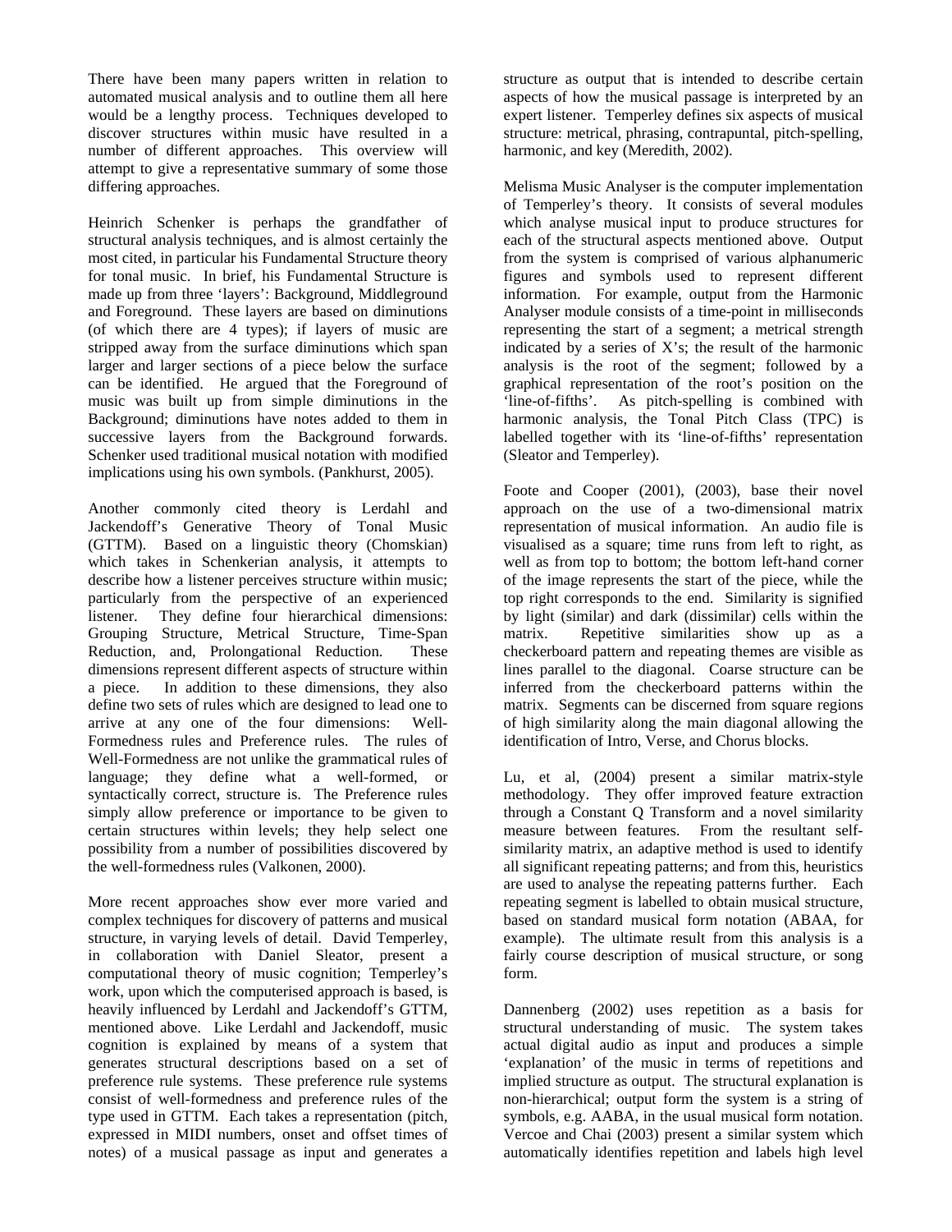There have been many papers written in relation to automated musical analysis and to outline them all here would be a lengthy process. Techniques developed to discover structures within music have resulted in a number of different approaches. This overview will attempt to give a representative summary of some those differing approaches.

Heinrich Schenker is perhaps the grandfather of structural analysis techniques, and is almost certainly the most cited, in particular his Fundamental Structure theory for tonal music. In brief, his Fundamental Structure is made up from three 'layers': Background, Middleground and Foreground. These layers are based on diminutions (of which there are 4 types); if layers of music are stripped away from the surface diminutions which span larger and larger sections of a piece below the surface can be identified. He argued that the Foreground of music was built up from simple diminutions in the Background; diminutions have notes added to them in successive layers from the Background forwards. Schenker used traditional musical notation with modified implications using his own symbols. (Pankhurst, 2005).

Another commonly cited theory is Lerdahl and Jackendoff's Generative Theory of Tonal Music (GTTM). Based on a linguistic theory (Chomskian) which takes in Schenkerian analysis, it attempts to describe how a listener perceives structure within music; particularly from the perspective of an experienced listener. They define four hierarchical dimensions: Grouping Structure, Metrical Structure, Time-Span Reduction, and, Prolongational Reduction. These dimensions represent different aspects of structure within a piece. In addition to these dimensions, they also define two sets of rules which are designed to lead one to arrive at any one of the four dimensions: Well-Formedness rules and Preference rules. The rules of Well-Formedness are not unlike the grammatical rules of language; they define what a well-formed, or syntactically correct, structure is. The Preference rules simply allow preference or importance to be given to certain structures within levels; they help select one possibility from a number of possibilities discovered by the well-formedness rules (Valkonen, 2000).

More recent approaches show ever more varied and complex techniques for discovery of patterns and musical structure, in varying levels of detail. David Temperley, in collaboration with Daniel Sleator, present a computational theory of music cognition; Temperley's work, upon which the computerised approach is based, is heavily influenced by Lerdahl and Jackendoff's GTTM, mentioned above. Like Lerdahl and Jackendoff, music cognition is explained by means of a system that generates structural descriptions based on a set of preference rule systems. These preference rule systems consist of well-formedness and preference rules of the type used in GTTM. Each takes a representation (pitch, expressed in MIDI numbers, onset and offset times of notes) of a musical passage as input and generates a structure as output that is intended to describe certain aspects of how the musical passage is interpreted by an expert listener. Temperley defines six aspects of musical structure: metrical, phrasing, contrapuntal, pitch-spelling, harmonic, and key (Meredith, 2002).

Melisma Music Analyser is the computer implementation of Temperley's theory. It consists of several modules which analyse musical input to produce structures for each of the structural aspects mentioned above. Output from the system is comprised of various alphanumeric figures and symbols used to represent different information. For example, output from the Harmonic Analyser module consists of a time-point in milliseconds representing the start of a segment; a metrical strength indicated by a series of X's; the result of the harmonic analysis is the root of the segment; followed by a graphical representation of the root's position on the 'line-of-fifths'. As pitch-spelling is combined with harmonic analysis, the Tonal Pitch Class (TPC) is labelled together with its 'line-of-fifths' representation (Sleator and Temperley).

Foote and Cooper (2001), (2003), base their novel approach on the use of a two-dimensional matrix representation of musical information. An audio file is visualised as a square; time runs from left to right, as well as from top to bottom; the bottom left-hand corner of the image represents the start of the piece, while the top right corresponds to the end. Similarity is signified by light (similar) and dark (dissimilar) cells within the matrix. Repetitive similarities show up as a checkerboard pattern and repeating themes are visible as lines parallel to the diagonal. Coarse structure can be inferred from the checkerboard patterns within the matrix. Segments can be discerned from square regions of high similarity along the main diagonal allowing the identification of Intro, Verse, and Chorus blocks.

Lu, et al, (2004) present a similar matrix-style methodology. They offer improved feature extraction through a Constant Q Transform and a novel similarity measure between features. From the resultant self-similarity matrix, an adaptive method is used to identify all significant repeating patterns; and from this, heuristics are used to analyse the repeating patterns further. Each repeating segment is labelled to obtain musical structure, based on standard musical form notation (ABAA, for example). The ultimate result from this analysis is a fairly course description of musical structure, or song form.

Dannenberg (2002) uses repetition as a basis for structural understanding of music. The system takes actual digital audio as input and produces a simple 'explanation' of the music in terms of repetitions and implied structure as output. The structural explanation is non-hierarchical; output form the system is a string of symbols, e.g. AABA, in the usual musical form notation. Vercoe and Chai (2003) present a similar system which automatically identifies repetition and labels high level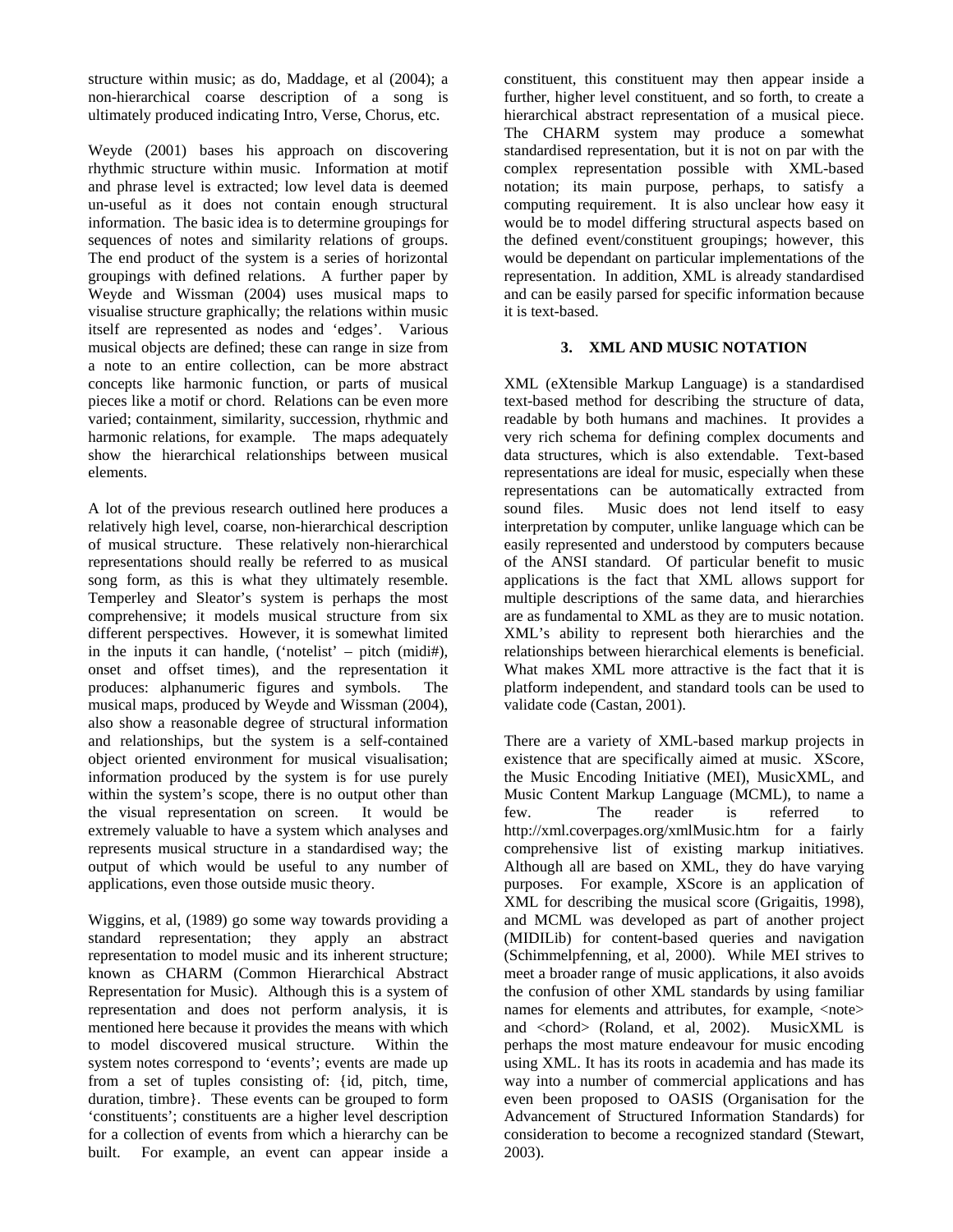structure within music; as do, Maddage, et al (2004); a non-hierarchical coarse description of a song is ultimately produced indicating Intro, Verse, Chorus, etc.

Weyde (2001) bases his approach on discovering rhythmic structure within music. Information at motif and phrase level is extracted; low level data is deemed un-useful as it does not contain enough structural information. The basic idea is to determine groupings for sequences of notes and similarity relations of groups. The end product of the system is a series of horizontal groupings with defined relations. A further paper by Weyde and Wissman (2004) uses musical maps to visualise structure graphically; the relations within music itself are represented as nodes and 'edges'. Various musical objects are defined; these can range in size from a note to an entire collection, can be more abstract concepts like harmonic function, or parts of musical pieces like a motif or chord. Relations can be even more varied; containment, similarity, succession, rhythmic and harmonic relations, for example. The maps adequately show the hierarchical relationships between musical elements.

A lot of the previous research outlined here produces a relatively high level, coarse, non-hierarchical description of musical structure. These relatively non-hierarchical representations should really be referred to as musical song form, as this is what they ultimately resemble. Temperley and Sleator's system is perhaps the most comprehensive; it models musical structure from six different perspectives. However, it is somewhat limited in the inputs it can handle, ('notelist' – pitch (midi#), onset and offset times), and the representation it produces: alphanumeric figures and symbols. The musical maps, produced by Weyde and Wissman (2004), also show a reasonable degree of structural information and relationships, but the system is a self-contained object oriented environment for musical visualisation; information produced by the system is for use purely within the system's scope, there is no output other than the visual representation on screen. It would be extremely valuable to have a system which analyses and represents musical structure in a standardised way; the output of which would be useful to any number of applications, even those outside music theory.

Wiggins, et al, (1989) go some way towards providing a standard representation; they apply an abstract representation to model music and its inherent structure; known as CHARM (Common Hierarchical Abstract Representation for Music). Although this is a system of representation and does not perform analysis, it is mentioned here because it provides the means with which to model discovered musical structure. Within the system notes correspond to 'events'; events are made up from a set of tuples consisting of: {id, pitch, time, duration, timbre}. These events can be grouped to form 'constituents'; constituents are a higher level description for a collection of events from which a hierarchy can be built. For example, an event can appear inside a constituent, this constituent may then appear inside a further, higher level constituent, and so forth, to create a hierarchical abstract representation of a musical piece. The CHARM system may produce a somewhat standardised representation, but it is not on par with the complex representation possible with XML-based notation; its main purpose, perhaps, to satisfy a computing requirement. It is also unclear how easy it would be to model differing structural aspects based on the defined event/constituent groupings; however, this would be dependant on particular implementations of the representation. In addition, XML is already standardised and can be easily parsed for specific information because it is text-based.

## 3. XML AND MUSIC NOTATION

XML (eXtensible Markup Language) is a standardised text-based method for describing the structure of data, readable by both humans and machines. It provides a very rich schema for defining complex documents and data structures, which is also extendable. Text-based representations are ideal for music, especially when these representations can be automatically extracted from sound files. Music does not lend itself to easy interpretation by computer, unlike language which can be easily represented and understood by computers because of the ANSI standard. Of particular benefit to music applications is the fact that XML allows support for multiple descriptions of the same data, and hierarchies are as fundamental to XML as they are to music notation. XML's ability to represent both hierarchies and the relationships between hierarchical elements is beneficial. What makes XML more attractive is the fact that it is platform independent, and standard tools can be used to validate code (Castan, 2001).

There are a variety of XML-based markup projects in existence that are specifically aimed at music. XScore, the Music Encoding Initiative (MEI), MusicXML, and Music Content Markup Language (MCML), to name a few. The reader is referred to http://xml.coverpages.org/xmlMusic.htm for a fairly comprehensive list of existing markup initiatives. Although all are based on XML, they do have varying purposes. For example, XScore is an application of XML for describing the musical score (Grigaitis, 1998), and MCML was developed as part of another project (MIDILib) for content-based queries and navigation (Schimmelpfenning, et al, 2000). While MEI strives to meet a broader range of music applications, it also avoids the confusion of other XML standards by using familiar names for elements and attributes, for example, <note> and <chord> (Roland, et al, 2002). MusicXML is perhaps the most mature endeavour for music encoding using XML. It has its roots in academia and has made its way into a number of commercial applications and has even been proposed to OASIS (Organisation for the Advancement of Structured Information Standards) for consideration to become a recognized standard (Stewart, 2003).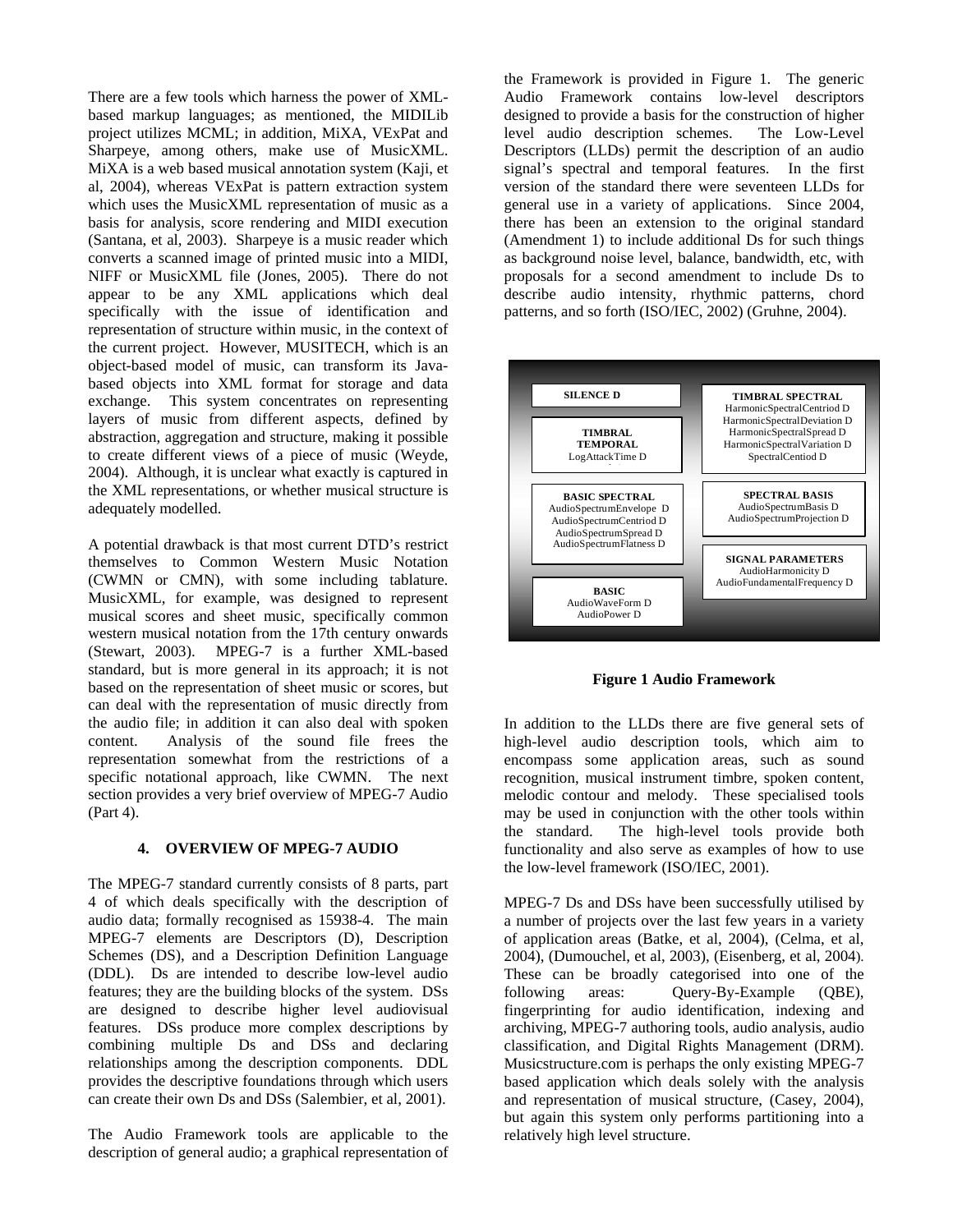There are a few tools which harness the power of XML-based markup languages; as mentioned, the MIDILib project utilizes MCML; in addition, MiXA, VExPat and Sharpeye, among others, make use of MusicXML. MiXA is a web based musical annotation system (Kaji, et al, 2004), whereas VExPat is pattern extraction system which uses the MusicXML representation of music as a basis for analysis, score rendering and MIDI execution (Santana, et al, 2003). Sharpeye is a music reader which converts a scanned image of printed music into a MIDI, NIFF or MusicXML file (Jones, 2005). There do not appear to be any XML applications which deal specifically with the issue of identification and representation of structure within music, in the context of the current project. However, MUSITECH, which is an object-based model of music, can transform its Java-based objects into XML format for storage and data exchange. This system concentrates on representing layers of music from different aspects, defined by abstraction, aggregation and structure, making it possible to create different views of a piece of music (Weyde, 2004). Although, it is unclear what exactly is captured in the XML representations, or whether musical structure is adequately modelled.

A potential drawback is that most current DTD's restrict themselves to Common Western Music Notation (CWMN or CMN), with some including tablature. MusicXML, for example, was designed to represent musical scores and sheet music, specifically common western musical notation from the 17th century onwards (Stewart, 2003). MPEG-7 is a further XML-based standard, but is more general in its approach; it is not based on the representation of sheet music or scores, but can deal with the representation of music directly from the audio file; in addition it can also deal with spoken content. Analysis of the sound file frees the representation somewhat from the restrictions of a specific notational approach, like CWMN. The next section provides a very brief overview of MPEG-7 Audio (Part 4).

## 4. OVERVIEW OF MPEG-7 AUDIO

The MPEG-7 standard currently consists of 8 parts, part 4 of which deals specifically with the description of audio data; formally recognised as 15938-4. The main MPEG-7 elements are Descriptors (D), Description Schemes (DS), and a Description Definition Language (DDL). Ds are intended to describe low-level audio features; they are the building blocks of the system. DSs are designed to describe higher level audiovisual features. DSs produce more complex descriptions by combining multiple Ds and DSs and declaring relationships among the description components. DDL provides the descriptive foundations through which users can create their own Ds and DSs (Salembier, et al, 2001).

The Audio Framework tools are applicable to the description of general audio; a graphical representation of the Framework is provided in Figure 1. The generic Audio Framework contains low-level descriptors designed to provide a basis for the construction of higher level audio description schemes. The Low-Level Descriptors (LLDs) permit the description of an audio signal's spectral and temporal features. In the first version of the standard there were seventeen LLDs for general use in a variety of applications. Since 2004, there has been an extension to the original standard (Amendment 1) to include additional Ds for such things as background noise level, balance, bandwidth, etc, with proposals for a second amendment to include Ds to describe audio intensity, rhythmic patterns, chord patterns, and so forth (ISO/IEC, 2002) (Gruhne, 2004).

**SILENCE D**

**TIMBRAL TEMPORAL**
LogAttackTime D

**BASIC SPECTRAL**
AudioSpectrumEnvelope D
AudioSpectrumCentriod D
AudioSpectrumSpread D
AudioSpectrumFlatness D

**BASIC**
AudioWaveForm D
AudioPower D

**TIMBRAL SPECTRAL**
HarmonicSpectralCentriod D
HarmonicSpectralDeviation D
HarmonicSpectralSpread D
HarmonicSpectralVariation D
SpectralCentiod D

**SPECTRAL BASIS**
AudioSpectrumBasis D
AudioSpectrumProjection D

**SIGNAL PARAMETERS**
AudioHarmonicity D
AudioFundamentalFrequency D

**Figure 1 Audio Framework**

In addition to the LLDs there are five general sets of high-level audio description tools, which aim to encompass some application areas, such as sound recognition, musical instrument timbre, spoken content, melodic contour and melody. These specialised tools may be used in conjunction with the other tools within the standard. The high-level tools provide both functionality and also serve as examples of how to use the low-level framework (ISO/IEC, 2001).

MPEG-7 Ds and DSs have been successfully utilised by a number of projects over the last few years in a variety of application areas (Batke, et al, 2004), (Celma, et al, 2004), (Dumouchel, et al, 2003), (Eisenberg, et al, 2004). These can be broadly categorised into one of the following areas: Query-By-Example (QBE), fingerprinting for audio identification, indexing and archiving, MPEG-7 authoring tools, audio analysis, audio classification, and Digital Rights Management (DRM). Musicstructure.com is perhaps the only existing MPEG-7 based application which deals solely with the analysis and representation of musical structure, (Casey, 2004), but again this system only performs partitioning into a relatively high level structure.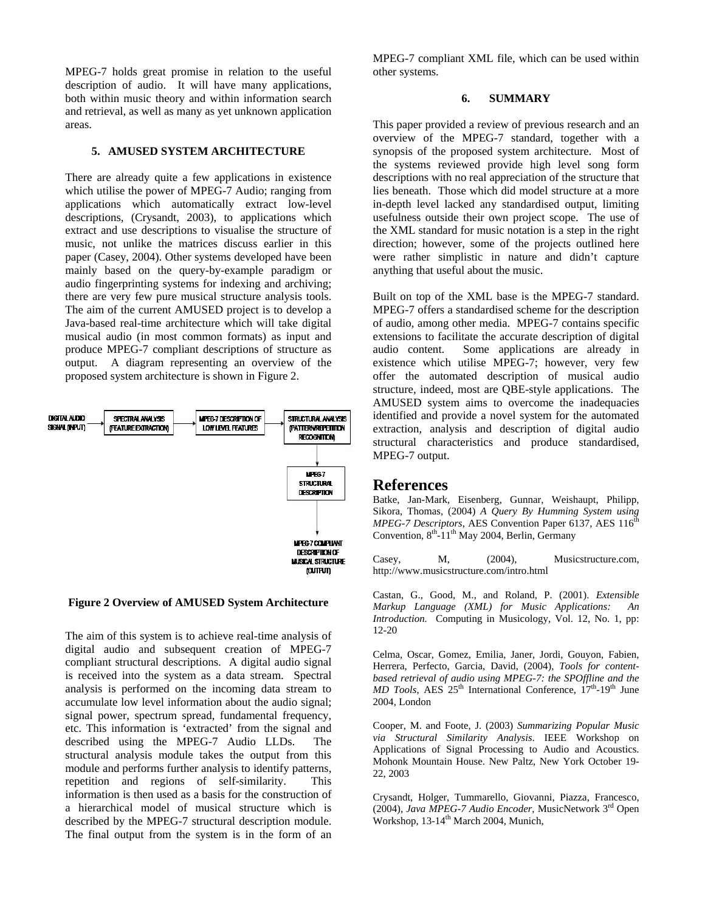MPEG-7 holds great promise in relation to the useful description of audio. It will have many applications, both within music theory and within information search and retrieval, as well as many as yet unknown application areas.

### 5. AMUSED SYSTEM ARCHITECTURE

There are already quite a few applications in existence which utilise the power of MPEG-7 Audio; ranging from applications which automatically extract low-level descriptions, (Crysandt, 2003), to applications which extract and use descriptions to visualise the structure of music, not unlike the matrices discuss earlier in this paper (Casey, 2004). Other systems developed have been mainly based on the query-by-example paradigm or audio fingerprinting systems for indexing and archiving; there are very few pure musical structure analysis tools. The aim of the current AMUSED project is to develop a Java-based real-time architecture which will take digital musical audio (in most common formats) as input and produce MPEG-7 compliant descriptions of structure as output. A diagram representing an overview of the proposed system architecture is shown in Figure 2.

DIGITAL AUDIO SIGNAL (INPUT) → SPECTRAL ANALYSIS (FEATURE EXTRACTION) → MPEG-7 DESCRIPTION OF LOW LEVEL FEATURES → STRUCTURAL ANALYSIS (PATTERN/REPETITION RECOGNITION) → MPEG-7 STRUCTURAL DESCRIPTION → MPEG-7 COMPLIANT DESCRIPTION OF MUSICAL STRUCTURE (OUTPUT)

**Figure 2 Overview of AMUSED System Architecture**

The aim of this system is to achieve real-time analysis of digital audio and subsequent creation of MPEG-7 compliant structural descriptions. A digital audio signal is received into the system as a data stream. Spectral analysis is performed on the incoming data stream to accumulate low level information about the audio signal; signal power, spectrum spread, fundamental frequency, etc. This information is 'extracted' from the signal and described using the MPEG-7 Audio LLDs. The structural analysis module takes the output from this module and performs further analysis to identify patterns, repetition and regions of self-similarity. This information is then used as a basis for the construction of a hierarchical model of musical structure which is described by the MPEG-7 structural description module. The final output from the system is in the form of an MPEG-7 compliant XML file, which can be used within other systems.

### 6. SUMMARY

This paper provided a review of previous research and an overview of the MPEG-7 standard, together with a synopsis of the proposed system architecture. Most of the systems reviewed provide high level song form descriptions with no real appreciation of the structure that lies beneath. Those which did model structure at a more in-depth level lacked any standardised output, limiting usefulness outside their own project scope. The use of the XML standard for music notation is a step in the right direction; however, some of the projects outlined here were rather simplistic in nature and didn't capture anything that useful about the music.

Built on top of the XML base is the MPEG-7 standard. MPEG-7 offers a standardised scheme for the description of audio, among other media. MPEG-7 contains specific extensions to facilitate the accurate description of digital audio content. Some applications are already in existence which utilise MPEG-7; however, very few offer the automated description of musical audio structure, indeed, most are QBE-style applications. The AMUSED system aims to overcome the inadequacies identified and provide a novel system for the automated extraction, analysis and description of digital audio structural characteristics and produce standardised, MPEG-7 output.

## References

Batke, Jan-Mark, Eisenberg, Gunnar, Weishaupt, Philipp, Sikora, Thomas, (2004) *A Query By Humming System using MPEG-7 Descriptors*, AES Convention Paper 6137, AES 116th Convention, 8th-11th May 2004, Berlin, Germany

Casey, M, (2004), Musicstructure.com, http://www.musicstructure.com/intro.html

Castan, G., Good, M., and Roland, P. (2001). *Extensible Markup Language (XML) for Music Applications: An Introduction.* Computing in Musicology, Vol. 12, No. 1, pp: 12-20

Celma, Oscar, Gomez, Emilia, Janer, Jordi, Gouyon, Fabien, Herrera, Perfecto, Garcia, David, (2004), *Tools for content-based retrieval of audio using MPEG-7: the SPOffline and the MD Tools*, AES 25th International Conference, 17th-19th June 2004, London

Cooper, M. and Foote, J. (2003) *Summarizing Popular Music via Structural Similarity Analysis*. IEEE Workshop on Applications of Signal Processing to Audio and Acoustics. Mohonk Mountain House. New Paltz, New York October 19-22, 2003

Crysandt, Holger, Tummarello, Giovanni, Piazza, Francesco, (2004), *Java MPEG-7 Audio Encoder*, MusicNetwork 3rd Open Workshop, 13-14th March 2004, Munich,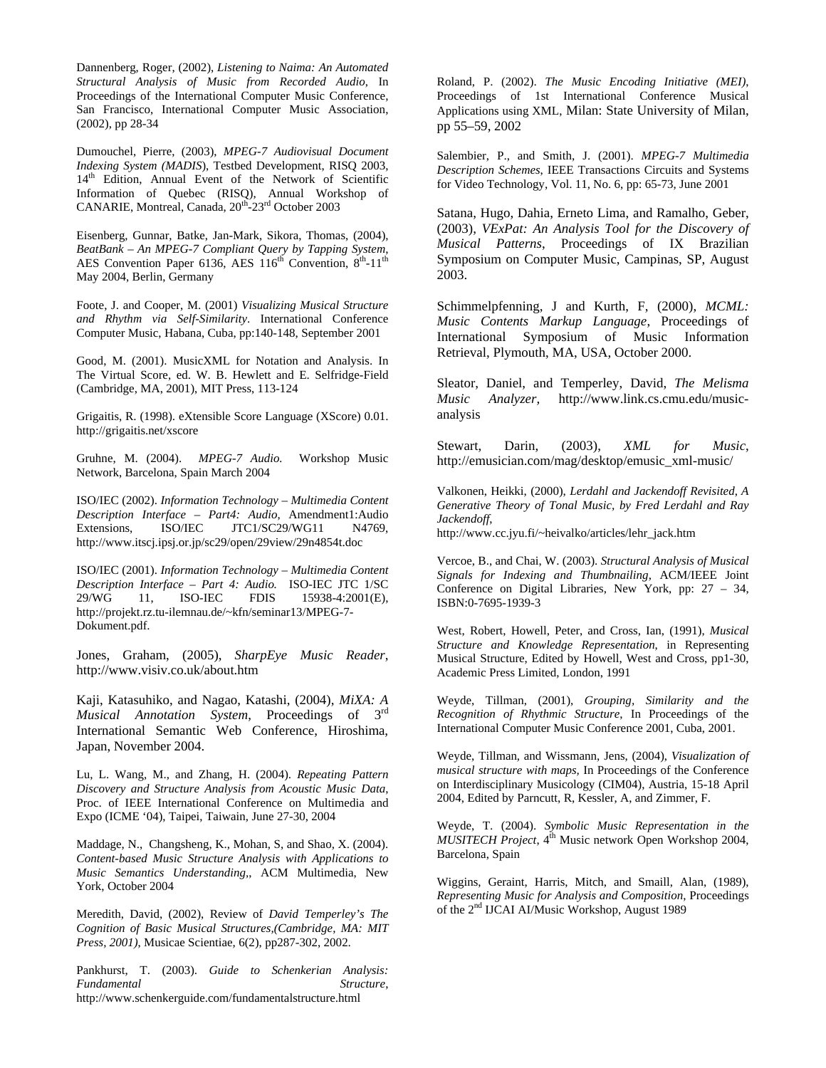Dannenberg, Roger, (2002), *Listening to Naima: An Automated Structural Analysis of Music from Recorded Audio*, In Proceedings of the International Computer Music Conference, San Francisco, International Computer Music Association, (2002), pp 28-34

Dumouchel, Pierre, (2003), *MPEG-7 Audiovisual Document Indexing System (MADIS*), Testbed Development, RISQ 2003, 14th Edition, Annual Event of the Network of Scientific Information of Quebec (RISQ), Annual Workshop of CANARIE, Montreal, Canada, 20th-23rd October 2003

Eisenberg, Gunnar, Batke, Jan-Mark, Sikora, Thomas, (2004), *BeatBank – An MPEG-7 Compliant Query by Tapping System*, AES Convention Paper 6136, AES 116th Convention, 8th-11th May 2004, Berlin, Germany

Foote, J. and Cooper, M. (2001) *Visualizing Musical Structure and Rhythm via Self-Similarity*. International Conference Computer Music, Habana, Cuba, pp:140-148, September 2001

Good, M. (2001). MusicXML for Notation and Analysis. In The Virtual Score, ed. W. B. Hewlett and E. Selfridge-Field (Cambridge, MA, 2001), MIT Press, 113-124

Grigaitis, R. (1998). eXtensible Score Language (XScore) 0.01. http://grigaitis.net/xscore

Gruhne, M. (2004). *MPEG-7 Audio.* Workshop Music Network, Barcelona, Spain March 2004

ISO/IEC (2002). *Information Technology – Multimedia Content Description Interface – Part4: Audio*, Amendment1:Audio Extensions, ISO/IEC JTC1/SC29/WG11 N4769, http://www.itscj.ipsj.or.jp/sc29/open/29view/29n4854t.doc

ISO/IEC (2001). *Information Technology – Multimedia Content Description Interface – Part 4: Audio.* ISO-IEC JTC 1/SC 29/WG 11, ISO-IEC FDIS 15938-4:2001(E), http://projekt.rz.tu-ilemnau.de/~kfn/seminar13/MPEG-7-Dokument.pdf.

Jones, Graham, (2005), *SharpEye Music Reader*, http://www.visiv.co.uk/about.htm

Kaji, Katasuhiko, and Nagao, Katashi, (2004), *MiXA: A Musical Annotation System*, Proceedings of 3rd International Semantic Web Conference, Hiroshima, Japan, November 2004.

Lu, L. Wang, M., and Zhang, H. (2004). *Repeating Pattern Discovery and Structure Analysis from Acoustic Music Data*, Proc. of IEEE International Conference on Multimedia and Expo (ICME '04), Taipei, Taiwain, June 27-30, 2004

Maddage, N., Changsheng, K., Mohan, S, and Shao, X. (2004). *Content-based Music Structure Analysis with Applications to Music Semantics Understanding*,, ACM Multimedia, New York, October 2004

Meredith, David, (2002), Review of *David Temperley's The Cognition of Basic Musical Structures,(Cambridge, MA: MIT Press, 2001)*, Musicae Scientiae, 6(2), pp287-302, 2002.

Pankhurst, T. (2003). *Guide to Schenkerian Analysis: Fundamental Structure*, http://www.schenkerguide.com/fundamentalstructure.html

Roland, P. (2002). *The Music Encoding Initiative (MEI)*, Proceedings of 1st International Conference Musical Applications using XML, Milan: State University of Milan, pp 55–59, 2002

Salembier, P., and Smith, J. (2001). *MPEG-7 Multimedia Description Schemes*, IEEE Transactions Circuits and Systems for Video Technology, Vol. 11, No. 6, pp: 65-73, June 2001

Satana, Hugo, Dahia, Erneto Lima, and Ramalho, Geber, (2003), *VExPat: An Analysis Tool for the Discovery of Musical Patterns*, Proceedings of IX Brazilian Symposium on Computer Music, Campinas, SP, August 2003.

Schimmelpfenning, J and Kurth, F, (2000), *MCML: Music Contents Markup Language*, Proceedings of International Symposium of Music Information Retrieval, Plymouth, MA, USA, October 2000.

Sleator, Daniel, and Temperley, David, *The Melisma Music Analyzer*, http://www.link.cs.cmu.edu/music-analysis

Stewart, Darin, (2003), *XML for Music*, http://emusician.com/mag/desktop/emusic_xml-music/

Valkonen, Heikki, (2000), *Lerdahl and Jackendoff Revisited, A Generative Theory of Tonal Music, by Fred Lerdahl and Ray Jackendoff*, http://www.cc.jyu.fi/~heivalko/articles/lehr_jack.htm

Vercoe, B., and Chai, W. (2003). *Structural Analysis of Musical Signals for Indexing and Thumbnailing*, ACM/IEEE Joint Conference on Digital Libraries, New York, pp: 27 – 34, ISBN:0-7695-1939-3

West, Robert, Howell, Peter, and Cross, Ian, (1991), *Musical Structure and Knowledge Representation*, in Representing Musical Structure, Edited by Howell, West and Cross, pp1-30, Academic Press Limited, London, 1991

Weyde, Tillman, (2001), *Grouping, Similarity and the Recognition of Rhythmic Structure*, In Proceedings of the International Computer Music Conference 2001, Cuba, 2001.

Weyde, Tillman, and Wissmann, Jens, (2004), *Visualization of musical structure with maps*, In Proceedings of the Conference on Interdisciplinary Musicology (CIM04), Austria, 15-18 April 2004, Edited by Parncutt, R, Kessler, A, and Zimmer, F.

Weyde, T. (2004). *Symbolic Music Representation in the MUSITECH Project*, 4th Music network Open Workshop 2004, Barcelona, Spain

Wiggins, Geraint, Harris, Mitch, and Smaill, Alan, (1989), *Representing Music for Analysis and Composition*, Proceedings of the 2nd IJCAI AI/Music Workshop, August 1989